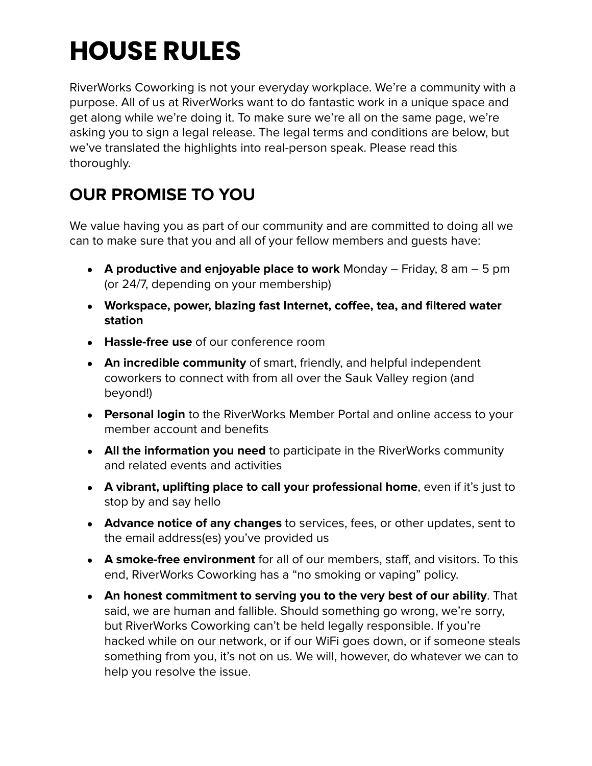# HOUSE RULES

RiverWorks Coworking is not your everyday workplace. We're a community with a purpose. All of us at RiverWorks want to do fantastic work in a unique space and get along while we're doing it. To make sure we're all on the same page, we're asking you to sign a legal release. The legal terms and conditions are below, but we've translated the highlights into real-person speak. Please read this thoroughly.

## OUR PROMISE TO YOU

We value having you as part of our community and are committed to doing all we can to make sure that you and all of your fellow members and guests have:

- **A productive and enjoyable place to work** Monday – Friday, 8 am – 5 pm (or 24/7, depending on your membership)
- **Workspace, power, blazing fast Internet, coffee, tea, and filtered water station**
- **Hassle-free use** of our conference room
- **An incredible community** of smart, friendly, and helpful independent coworkers to connect with from all over the Sauk Valley region (and beyond!)
- **Personal login** to the RiverWorks Member Portal and online access to your member account and benefits
- **All the information you need** to participate in the RiverWorks community and related events and activities
- **A vibrant, uplifting place to call your professional home**, even if it's just to stop by and say hello
- **Advance notice of any changes** to services, fees, or other updates, sent to the email address(es) you've provided us
- **A smoke-free environment** for all of our members, staff, and visitors. To this end, RiverWorks Coworking has a "no smoking or vaping" policy.
- **An honest commitment to serving you to the very best of our ability**. That said, we are human and fallible. Should something go wrong, we're sorry, but RiverWorks Coworking can't be held legally responsible. If you're hacked while on our network, or if our WiFi goes down, or if someone steals something from you, it's not on us. We will, however, do whatever we can to help you resolve the issue.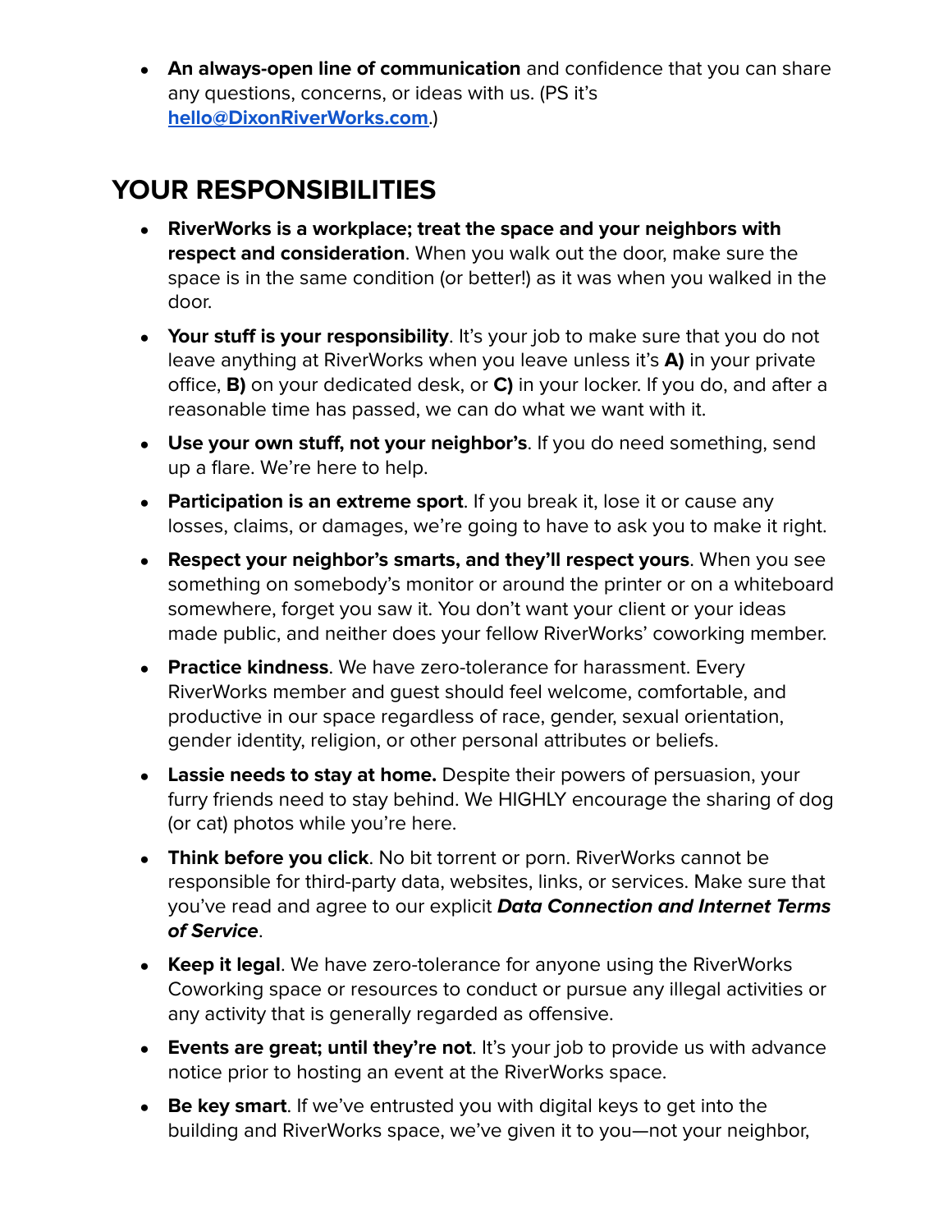- **An always-open line of communication** and confidence that you can share any questions, concerns, or ideas with us. (PS it's **hello@DixonRiverWorks.com**.)

## YOUR RESPONSIBILITIES

- **RiverWorks is a workplace; treat the space and your neighbors with respect and consideration**. When you walk out the door, make sure the space is in the same condition (or better!) as it was when you walked in the door.
- **Your stuff is your responsibility**. It's your job to make sure that you do not leave anything at RiverWorks when you leave unless it's **A)** in your private office, **B)** on your dedicated desk, or **C)** in your locker. If you do, and after a reasonable time has passed, we can do what we want with it.
- **Use your own stuff, not your neighbor's**. If you do need something, send up a flare. We're here to help.
- **Participation is an extreme sport**. If you break it, lose it or cause any losses, claims, or damages, we're going to have to ask you to make it right.
- **Respect your neighbor's smarts, and they'll respect yours**. When you see something on somebody's monitor or around the printer or on a whiteboard somewhere, forget you saw it. You don't want your client or your ideas made public, and neither does your fellow RiverWorks' coworking member.
- **Practice kindness**. We have zero-tolerance for harassment. Every RiverWorks member and guest should feel welcome, comfortable, and productive in our space regardless of race, gender, sexual orientation, gender identity, religion, or other personal attributes or beliefs.
- **Lassie needs to stay at home.** Despite their powers of persuasion, your furry friends need to stay behind. We HIGHLY encourage the sharing of dog (or cat) photos while you're here.
- **Think before you click**. No bit torrent or porn. RiverWorks cannot be responsible for third-party data, websites, links, or services. Make sure that you've read and agree to our explicit ***Data Connection and Internet Terms of Service***.
- **Keep it legal**. We have zero-tolerance for anyone using the RiverWorks Coworking space or resources to conduct or pursue any illegal activities or any activity that is generally regarded as offensive.
- **Events are great; until they're not**. It's your job to provide us with advance notice prior to hosting an event at the RiverWorks space.
- **Be key smart**. If we've entrusted you with digital keys to get into the building and RiverWorks space, we've given it to you—not your neighbor,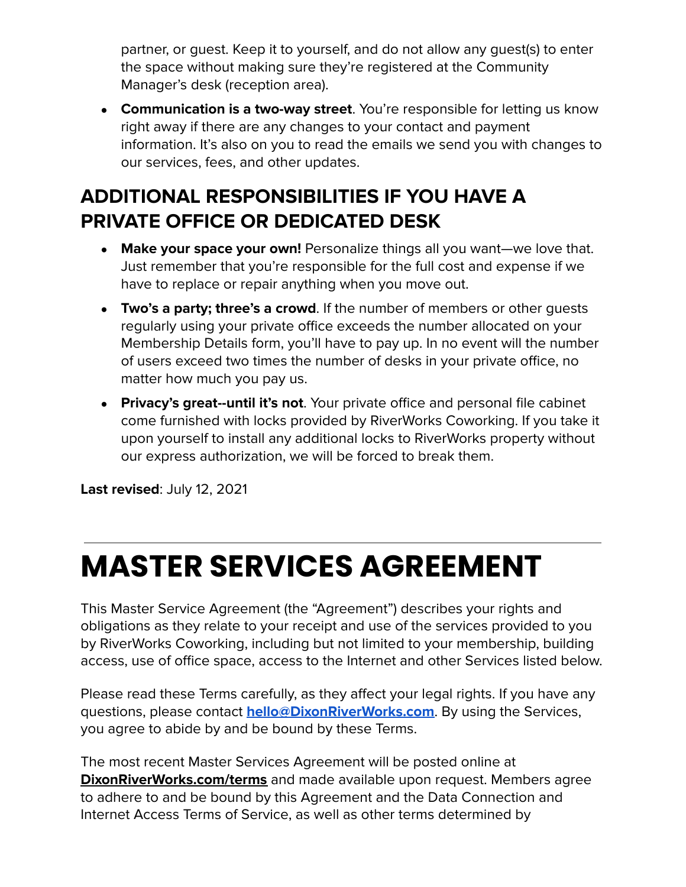partner, or guest. Keep it to yourself, and do not allow any guest(s) to enter the space without making sure they're registered at the Community Manager's desk (reception area).

- **Communication is a two-way street**. You're responsible for letting us know right away if there are any changes to your contact and payment information. It's also on you to read the emails we send you with changes to our services, fees, and other updates.

## ADDITIONAL RESPONSIBILITIES IF YOU HAVE A PRIVATE OFFICE OR DEDICATED DESK

- **Make your space your own!** Personalize things all you want—we love that. Just remember that you're responsible for the full cost and expense if we have to replace or repair anything when you move out.
- **Two's a party; three's a crowd**. If the number of members or other guests regularly using your private office exceeds the number allocated on your Membership Details form, you'll have to pay up. In no event will the number of users exceed two times the number of desks in your private office, no matter how much you pay us.
- **Privacy's great--until it's not**. Your private office and personal file cabinet come furnished with locks provided by RiverWorks Coworking. If you take it upon yourself to install any additional locks to RiverWorks property without our express authorization, we will be forced to break them.

**Last revised**: July 12, 2021

---

# MASTER SERVICES AGREEMENT

This Master Service Agreement (the "Agreement") describes your rights and obligations as they relate to your receipt and use of the services provided to you by RiverWorks Coworking, including but not limited to your membership, building access, use of office space, access to the Internet and other Services listed below.

Please read these Terms carefully, as they affect your legal rights. If you have any questions, please contact **hello@DixonRiverWorks.com**. By using the Services, you agree to abide by and be bound by these Terms.

The most recent Master Services Agreement will be posted online at **DixonRiverWorks.com/terms** and made available upon request. Members agree to adhere to and be bound by this Agreement and the Data Connection and Internet Access Terms of Service, as well as other terms determined by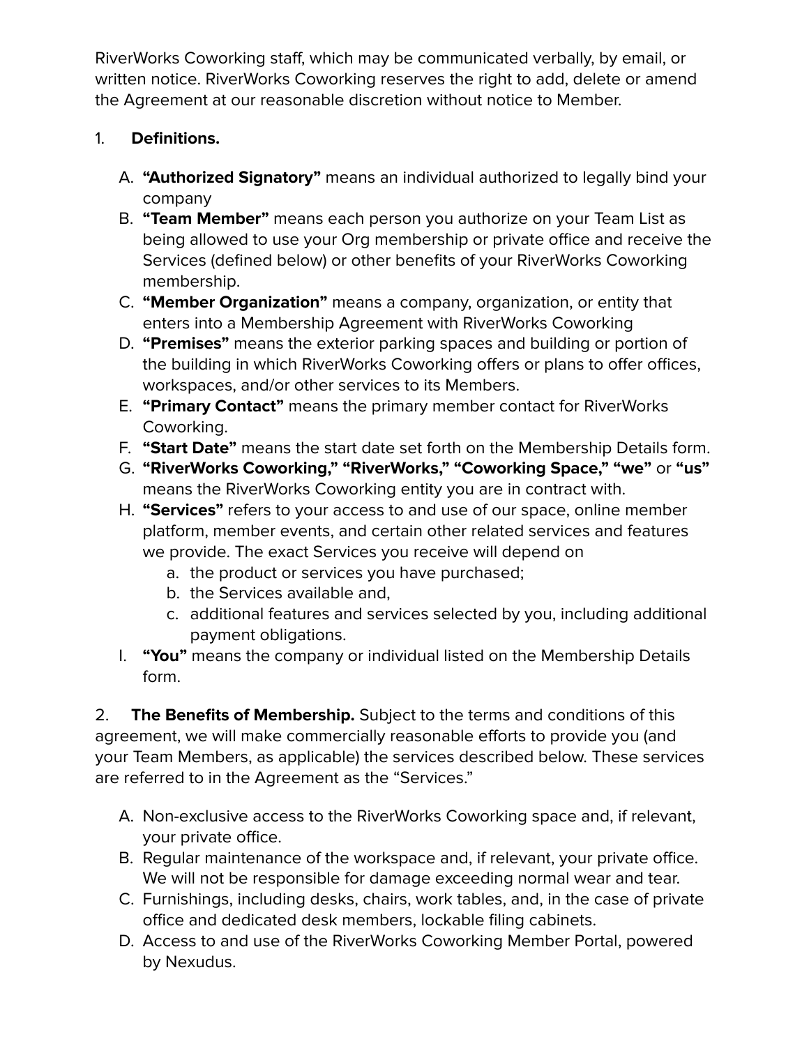RiverWorks Coworking staff, which may be communicated verbally, by email, or written notice. RiverWorks Coworking reserves the right to add, delete or amend the Agreement at our reasonable discretion without notice to Member.

1. **Definitions.**

   A. **"Authorized Signatory"** means an individual authorized to legally bind your company
   B. **"Team Member"** means each person you authorize on your Team List as being allowed to use your Org membership or private office and receive the Services (defined below) or other benefits of your RiverWorks Coworking membership.
   C. **"Member Organization"** means a company, organization, or entity that enters into a Membership Agreement with RiverWorks Coworking
   D. **"Premises"** means the exterior parking spaces and building or portion of the building in which RiverWorks Coworking offers or plans to offer offices, workspaces, and/or other services to its Members.
   E. **"Primary Contact"** means the primary member contact for RiverWorks Coworking.
   F. **"Start Date"** means the start date set forth on the Membership Details form.
   G. **"RiverWorks Coworking," "RiverWorks," "Coworking Space," "we"** or **"us"** means the RiverWorks Coworking entity you are in contract with.
   H. **"Services"** refers to your access to and use of our space, online member platform, member events, and certain other related services and features we provide. The exact Services you receive will depend on
      a. the product or services you have purchased;
      b. the Services available and,
      c. additional features and services selected by you, including additional payment obligations.
   I. **"You"** means the company or individual listed on the Membership Details form.

2. **The Benefits of Membership.** Subject to the terms and conditions of this agreement, we will make commercially reasonable efforts to provide you (and your Team Members, as applicable) the services described below. These services are referred to in the Agreement as the "Services."

   A. Non-exclusive access to the RiverWorks Coworking space and, if relevant, your private office.
   B. Regular maintenance of the workspace and, if relevant, your private office. We will not be responsible for damage exceeding normal wear and tear.
   C. Furnishings, including desks, chairs, work tables, and, in the case of private office and dedicated desk members, lockable filing cabinets.
   D. Access to and use of the RiverWorks Coworking Member Portal, powered by Nexudus.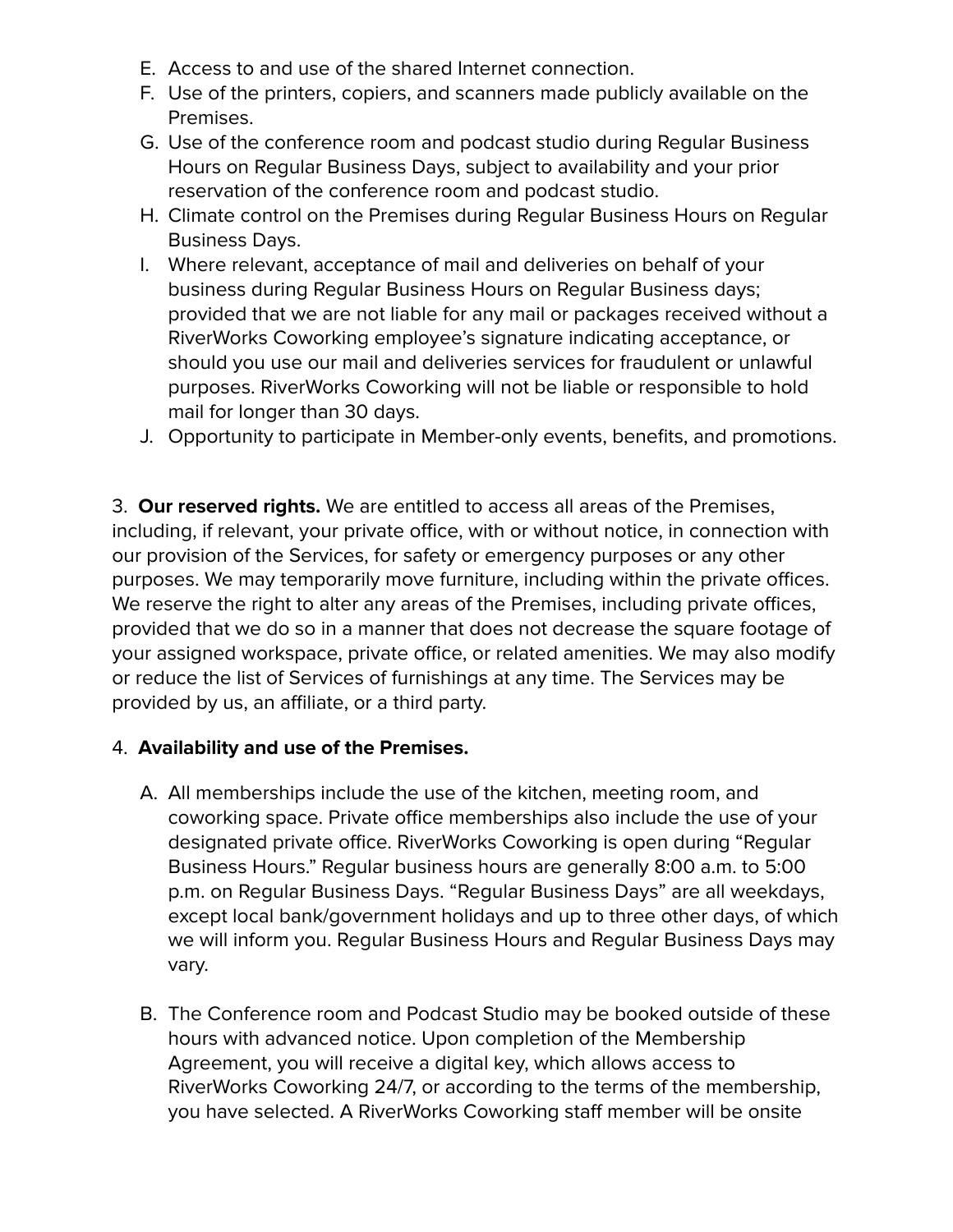E. Access to and use of the shared Internet connection.
F. Use of the printers, copiers, and scanners made publicly available on the Premises.
G. Use of the conference room and podcast studio during Regular Business Hours on Regular Business Days, subject to availability and your prior reservation of the conference room and podcast studio.
H. Climate control on the Premises during Regular Business Hours on Regular Business Days.
I. Where relevant, acceptance of mail and deliveries on behalf of your business during Regular Business Hours on Regular Business days; provided that we are not liable for any mail or packages received without a RiverWorks Coworking employee's signature indicating acceptance, or should you use our mail and deliveries services for fraudulent or unlawful purposes. RiverWorks Coworking will not be liable or responsible to hold mail for longer than 30 days.
J. Opportunity to participate in Member-only events, benefits, and promotions.

3. **Our reserved rights.** We are entitled to access all areas of the Premises, including, if relevant, your private office, with or without notice, in connection with our provision of the Services, for safety or emergency purposes or any other purposes. We may temporarily move furniture, including within the private offices. We reserve the right to alter any areas of the Premises, including private offices, provided that we do so in a manner that does not decrease the square footage of your assigned workspace, private office, or related amenities. We may also modify or reduce the list of Services of furnishings at any time. The Services may be provided by us, an affiliate, or a third party.

4. **Availability and use of the Premises.**

A. All memberships include the use of the kitchen, meeting room, and coworking space. Private office memberships also include the use of your designated private office. RiverWorks Coworking is open during "Regular Business Hours." Regular business hours are generally 8:00 a.m. to 5:00 p.m. on Regular Business Days. "Regular Business Days" are all weekdays, except local bank/government holidays and up to three other days, of which we will inform you. Regular Business Hours and Regular Business Days may vary.

B. The Conference room and Podcast Studio may be booked outside of these hours with advanced notice. Upon completion of the Membership Agreement, you will receive a digital key, which allows access to RiverWorks Coworking 24/7, or according to the terms of the membership, you have selected. A RiverWorks Coworking staff member will be onsite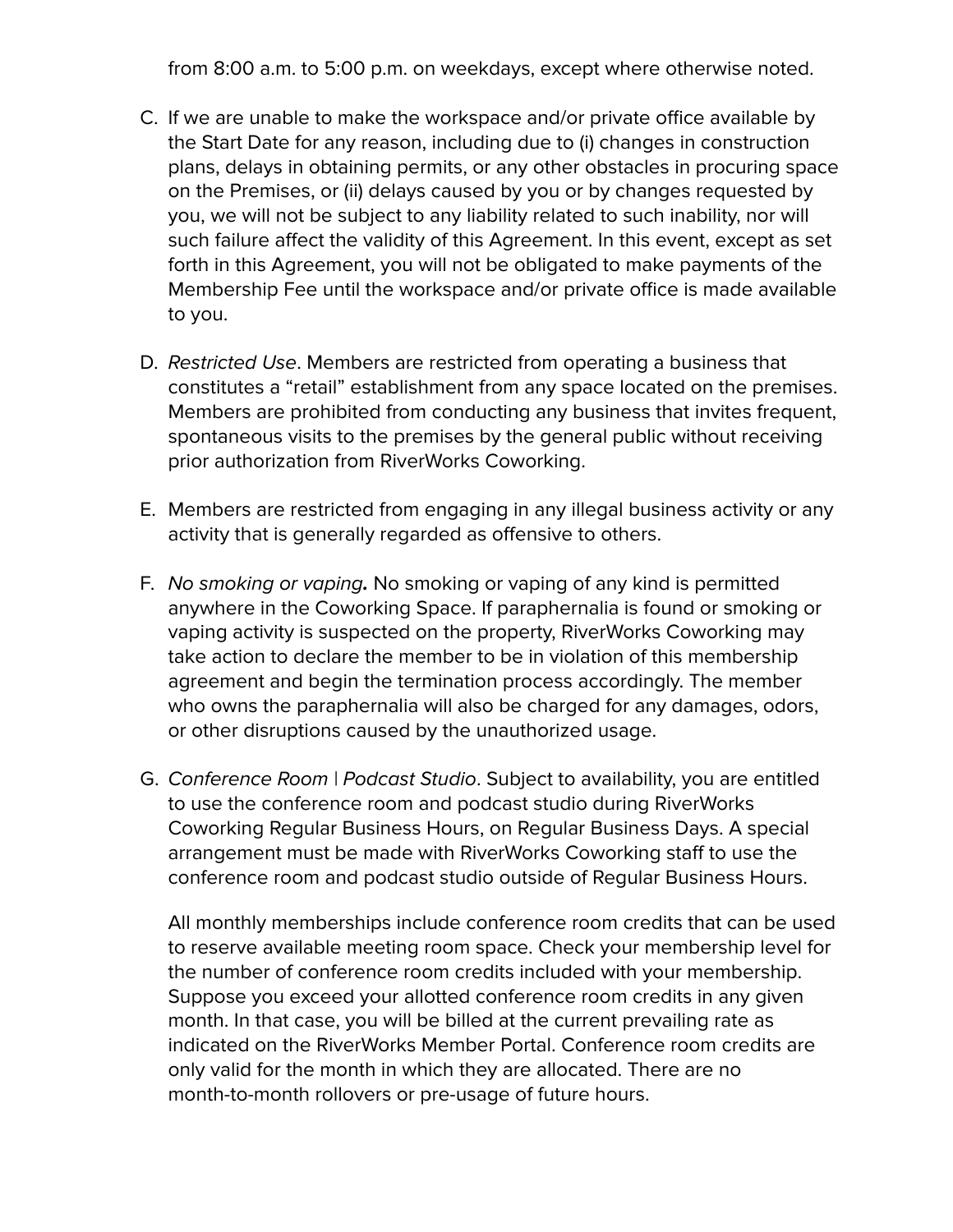from 8:00 a.m. to 5:00 p.m. on weekdays, except where otherwise noted.

C. If we are unable to make the workspace and/or private office available by the Start Date for any reason, including due to (i) changes in construction plans, delays in obtaining permits, or any other obstacles in procuring space on the Premises, or (ii) delays caused by you or by changes requested by you, we will not be subject to any liability related to such inability, nor will such failure affect the validity of this Agreement. In this event, except as set forth in this Agreement, you will not be obligated to make payments of the Membership Fee until the workspace and/or private office is made available to you.

D. *Restricted Use*. Members are restricted from operating a business that constitutes a "retail" establishment from any space located on the premises. Members are prohibited from conducting any business that invites frequent, spontaneous visits to the premises by the general public without receiving prior authorization from RiverWorks Coworking.

E. Members are restricted from engaging in any illegal business activity or any activity that is generally regarded as offensive to others.

F. *No smoking or vaping***.** No smoking or vaping of any kind is permitted anywhere in the Coworking Space. If paraphernalia is found or smoking or vaping activity is suspected on the property, RiverWorks Coworking may take action to declare the member to be in violation of this membership agreement and begin the termination process accordingly. The member who owns the paraphernalia will also be charged for any damages, odors, or other disruptions caused by the unauthorized usage.

G. *Conference Room | Podcast Studio*. Subject to availability, you are entitled to use the conference room and podcast studio during RiverWorks Coworking Regular Business Hours, on Regular Business Days. A special arrangement must be made with RiverWorks Coworking staff to use the conference room and podcast studio outside of Regular Business Hours.

   All monthly memberships include conference room credits that can be used to reserve available meeting room space. Check your membership level for the number of conference room credits included with your membership. Suppose you exceed your allotted conference room credits in any given month. In that case, you will be billed at the current prevailing rate as indicated on the RiverWorks Member Portal. Conference room credits are only valid for the month in which they are allocated. There are no month-to-month rollovers or pre-usage of future hours.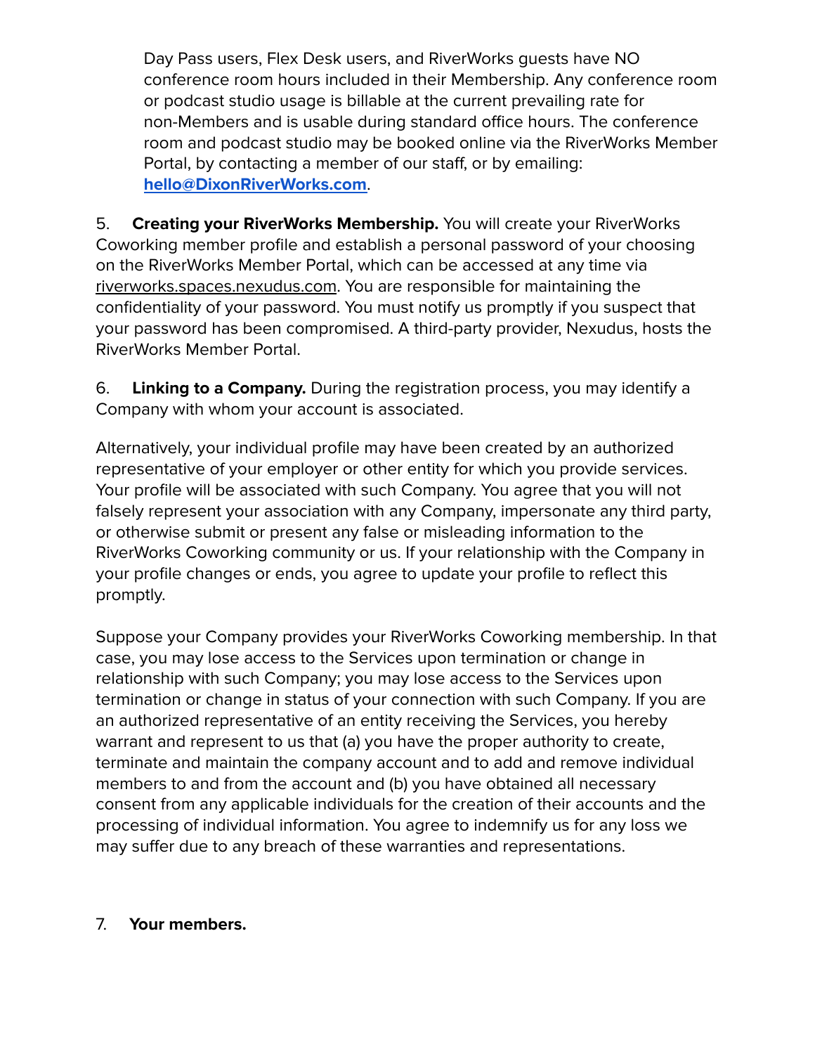Day Pass users, Flex Desk users, and RiverWorks guests have NO conference room hours included in their Membership. Any conference room or podcast studio usage is billable at the current prevailing rate for non-Members and is usable during standard office hours. The conference room and podcast studio may be booked online via the RiverWorks Member Portal, by contacting a member of our staff, or by emailing: **hello@DixonRiverWorks.com**.

5. **Creating your RiverWorks Membership.** You will create your RiverWorks Coworking member profile and establish a personal password of your choosing on the RiverWorks Member Portal, which can be accessed at any time via riverworks.spaces.nexudus.com. You are responsible for maintaining the confidentiality of your password. You must notify us promptly if you suspect that your password has been compromised. A third-party provider, Nexudus, hosts the RiverWorks Member Portal.

6. **Linking to a Company.** During the registration process, you may identify a Company with whom your account is associated.

Alternatively, your individual profile may have been created by an authorized representative of your employer or other entity for which you provide services. Your profile will be associated with such Company. You agree that you will not falsely represent your association with any Company, impersonate any third party, or otherwise submit or present any false or misleading information to the RiverWorks Coworking community or us. If your relationship with the Company in your profile changes or ends, you agree to update your profile to reflect this promptly.

Suppose your Company provides your RiverWorks Coworking membership. In that case, you may lose access to the Services upon termination or change in relationship with such Company; you may lose access to the Services upon termination or change in status of your connection with such Company. If you are an authorized representative of an entity receiving the Services, you hereby warrant and represent to us that (a) you have the proper authority to create, terminate and maintain the company account and to add and remove individual members to and from the account and (b) you have obtained all necessary consent from any applicable individuals for the creation of their accounts and the processing of individual information. You agree to indemnify us for any loss we may suffer due to any breach of these warranties and representations.

7. **Your members.**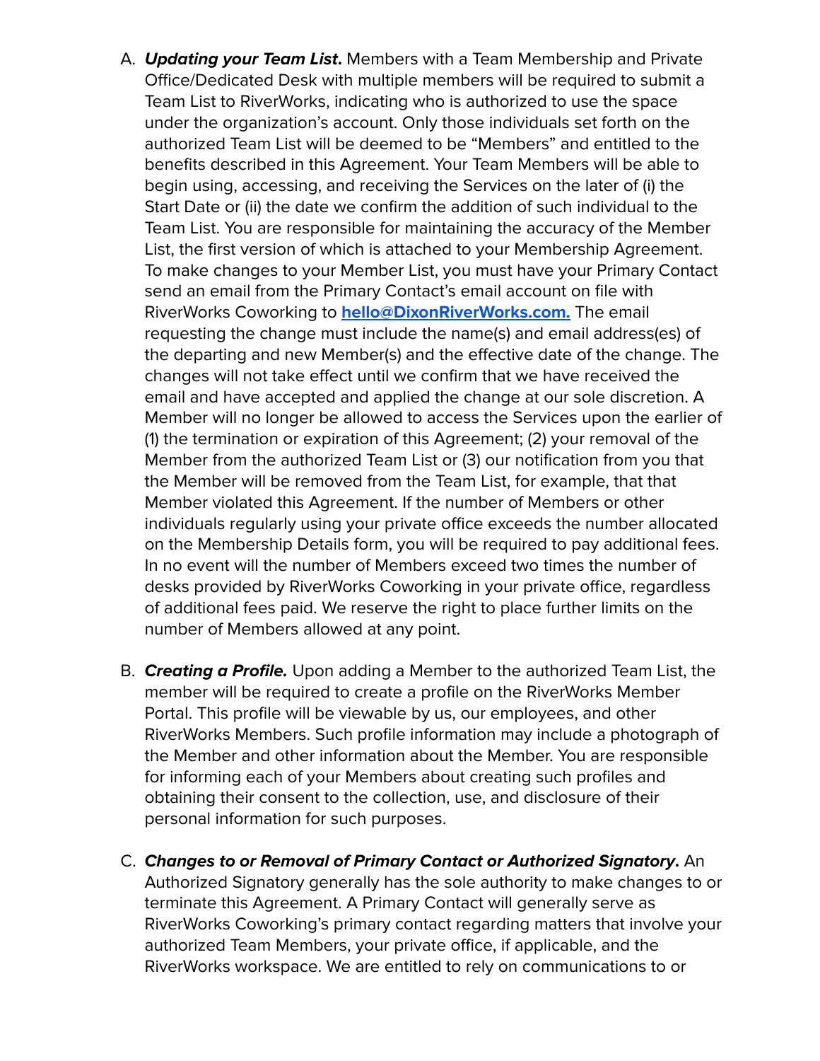A. ***Updating your Team List.*** Members with a Team Membership and Private Office/Dedicated Desk with multiple members will be required to submit a Team List to RiverWorks, indicating who is authorized to use the space under the organization's account. Only those individuals set forth on the authorized Team List will be deemed to be "Members" and entitled to the benefits described in this Agreement. Your Team Members will be able to begin using, accessing, and receiving the Services on the later of (i) the Start Date or (ii) the date we confirm the addition of such individual to the Team List. You are responsible for maintaining the accuracy of the Member List, the first version of which is attached to your Membership Agreement. To make changes to your Member List, you must have your Primary Contact send an email from the Primary Contact's email account on file with RiverWorks Coworking to **hello@DixonRiverWorks.com.** The email requesting the change must include the name(s) and email address(es) of the departing and new Member(s) and the effective date of the change. The changes will not take effect until we confirm that we have received the email and have accepted and applied the change at our sole discretion. A Member will no longer be allowed to access the Services upon the earlier of (1) the termination or expiration of this Agreement; (2) your removal of the Member from the authorized Team List or (3) our notification from you that the Member will be removed from the Team List, for example, that that Member violated this Agreement. If the number of Members or other individuals regularly using your private office exceeds the number allocated on the Membership Details form, you will be required to pay additional fees. In no event will the number of Members exceed two times the number of desks provided by RiverWorks Coworking in your private office, regardless of additional fees paid. We reserve the right to place further limits on the number of Members allowed at any point.

B. ***Creating a Profile.*** Upon adding a Member to the authorized Team List, the member will be required to create a profile on the RiverWorks Member Portal. This profile will be viewable by us, our employees, and other RiverWorks Members. Such profile information may include a photograph of the Member and other information about the Member. You are responsible for informing each of your Members about creating such profiles and obtaining their consent to the collection, use, and disclosure of their personal information for such purposes.

C. ***Changes to or Removal of Primary Contact or Authorized Signatory.*** An Authorized Signatory generally has the sole authority to make changes to or terminate this Agreement. A Primary Contact will generally serve as RiverWorks Coworking's primary contact regarding matters that involve your authorized Team Members, your private office, if applicable, and the RiverWorks workspace. We are entitled to rely on communications to or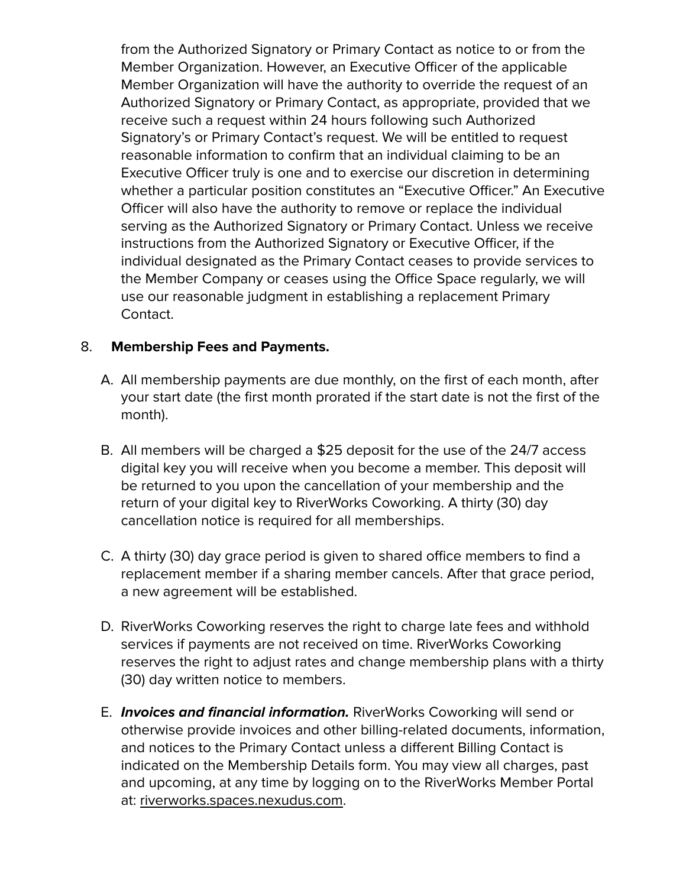from the Authorized Signatory or Primary Contact as notice to or from the Member Organization. However, an Executive Officer of the applicable Member Organization will have the authority to override the request of an Authorized Signatory or Primary Contact, as appropriate, provided that we receive such a request within 24 hours following such Authorized Signatory's or Primary Contact's request. We will be entitled to request reasonable information to confirm that an individual claiming to be an Executive Officer truly is one and to exercise our discretion in determining whether a particular position constitutes an "Executive Officer." An Executive Officer will also have the authority to remove or replace the individual serving as the Authorized Signatory or Primary Contact. Unless we receive instructions from the Authorized Signatory or Executive Officer, if the individual designated as the Primary Contact ceases to provide services to the Member Company or ceases using the Office Space regularly, we will use our reasonable judgment in establishing a replacement Primary Contact.

8. **Membership Fees and Payments.**

A. All membership payments are due monthly, on the first of each month, after your start date (the first month prorated if the start date is not the first of the month).

B. All members will be charged a $25 deposit for the use of the 24/7 access digital key you will receive when you become a member. This deposit will be returned to you upon the cancellation of your membership and the return of your digital key to RiverWorks Coworking. A thirty (30) day cancellation notice is required for all memberships.

C. A thirty (30) day grace period is given to shared office members to find a replacement member if a sharing member cancels. After that grace period, a new agreement will be established.

D. RiverWorks Coworking reserves the right to charge late fees and withhold services if payments are not received on time. RiverWorks Coworking reserves the right to adjust rates and change membership plans with a thirty (30) day written notice to members.

E. ***Invoices and financial information.*** RiverWorks Coworking will send or otherwise provide invoices and other billing-related documents, information, and notices to the Primary Contact unless a different Billing Contact is indicated on the Membership Details form. You may view all charges, past and upcoming, at any time by logging on to the RiverWorks Member Portal at: riverworks.spaces.nexudus.com.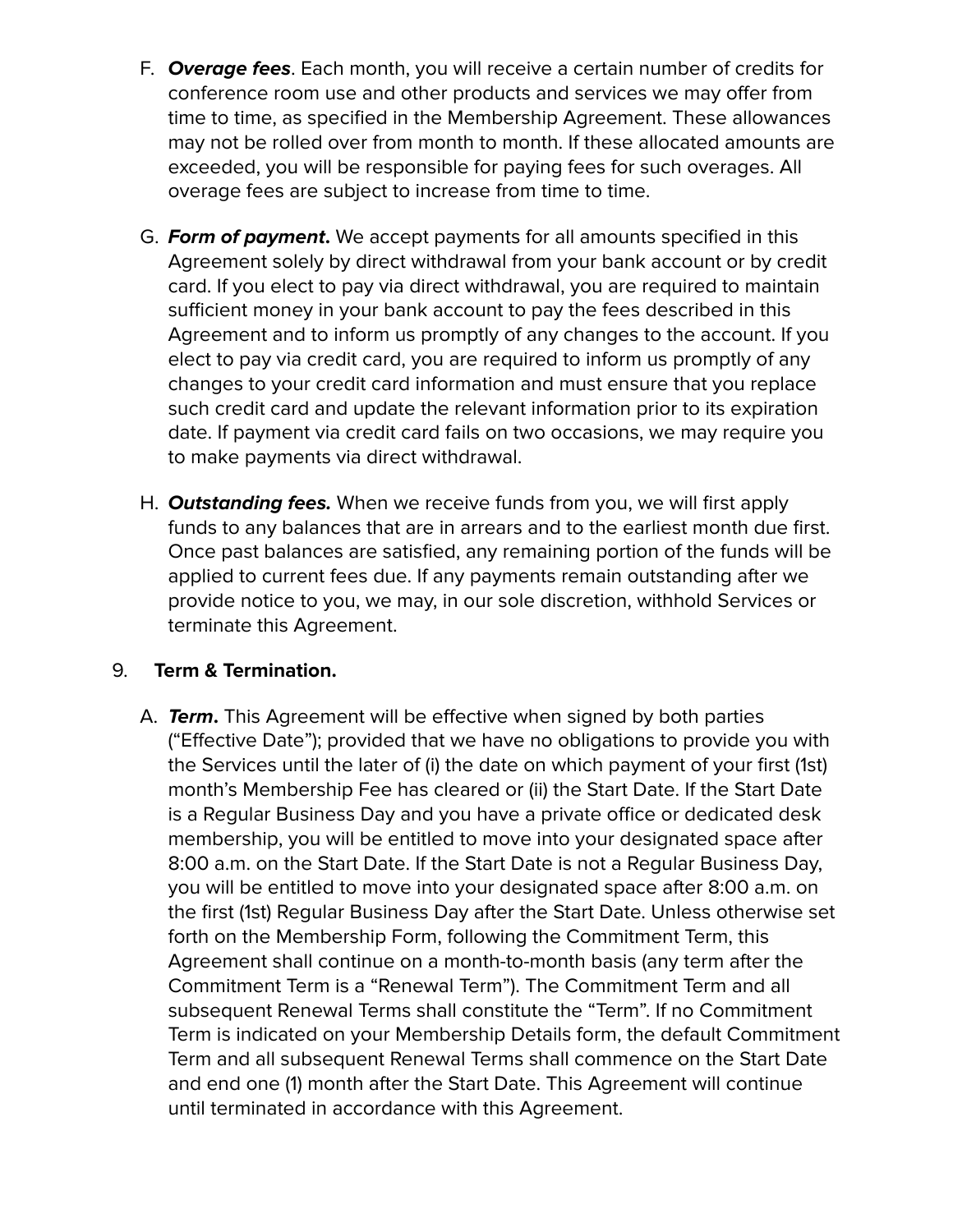F. ***Overage fees***. Each month, you will receive a certain number of credits for conference room use and other products and services we may offer from time to time, as specified in the Membership Agreement. These allowances may not be rolled over from month to month. If these allocated amounts are exceeded, you will be responsible for paying fees for such overages. All overage fees are subject to increase from time to time.

G. ***Form of payment*.** We accept payments for all amounts specified in this Agreement solely by direct withdrawal from your bank account or by credit card. If you elect to pay via direct withdrawal, you are required to maintain sufficient money in your bank account to pay the fees described in this Agreement and to inform us promptly of any changes to the account. If you elect to pay via credit card, you are required to inform us promptly of any changes to your credit card information and must ensure that you replace such credit card and update the relevant information prior to its expiration date. If payment via credit card fails on two occasions, we may require you to make payments via direct withdrawal.

H. ***Outstanding fees.*** When we receive funds from you, we will first apply funds to any balances that are in arrears and to the earliest month due first. Once past balances are satisfied, any remaining portion of the funds will be applied to current fees due. If any payments remain outstanding after we provide notice to you, we may, in our sole discretion, withhold Services or terminate this Agreement.

9. **Term & Termination.**

A. ***Term*.** This Agreement will be effective when signed by both parties ("Effective Date"); provided that we have no obligations to provide you with the Services until the later of (i) the date on which payment of your first (1st) month's Membership Fee has cleared or (ii) the Start Date. If the Start Date is a Regular Business Day and you have a private office or dedicated desk membership, you will be entitled to move into your designated space after 8:00 a.m. on the Start Date. If the Start Date is not a Regular Business Day, you will be entitled to move into your designated space after 8:00 a.m. on the first (1st) Regular Business Day after the Start Date. Unless otherwise set forth on the Membership Form, following the Commitment Term, this Agreement shall continue on a month-to-month basis (any term after the Commitment Term is a "Renewal Term"). The Commitment Term and all subsequent Renewal Terms shall constitute the "Term". If no Commitment Term is indicated on your Membership Details form, the default Commitment Term and all subsequent Renewal Terms shall commence on the Start Date and end one (1) month after the Start Date. This Agreement will continue until terminated in accordance with this Agreement.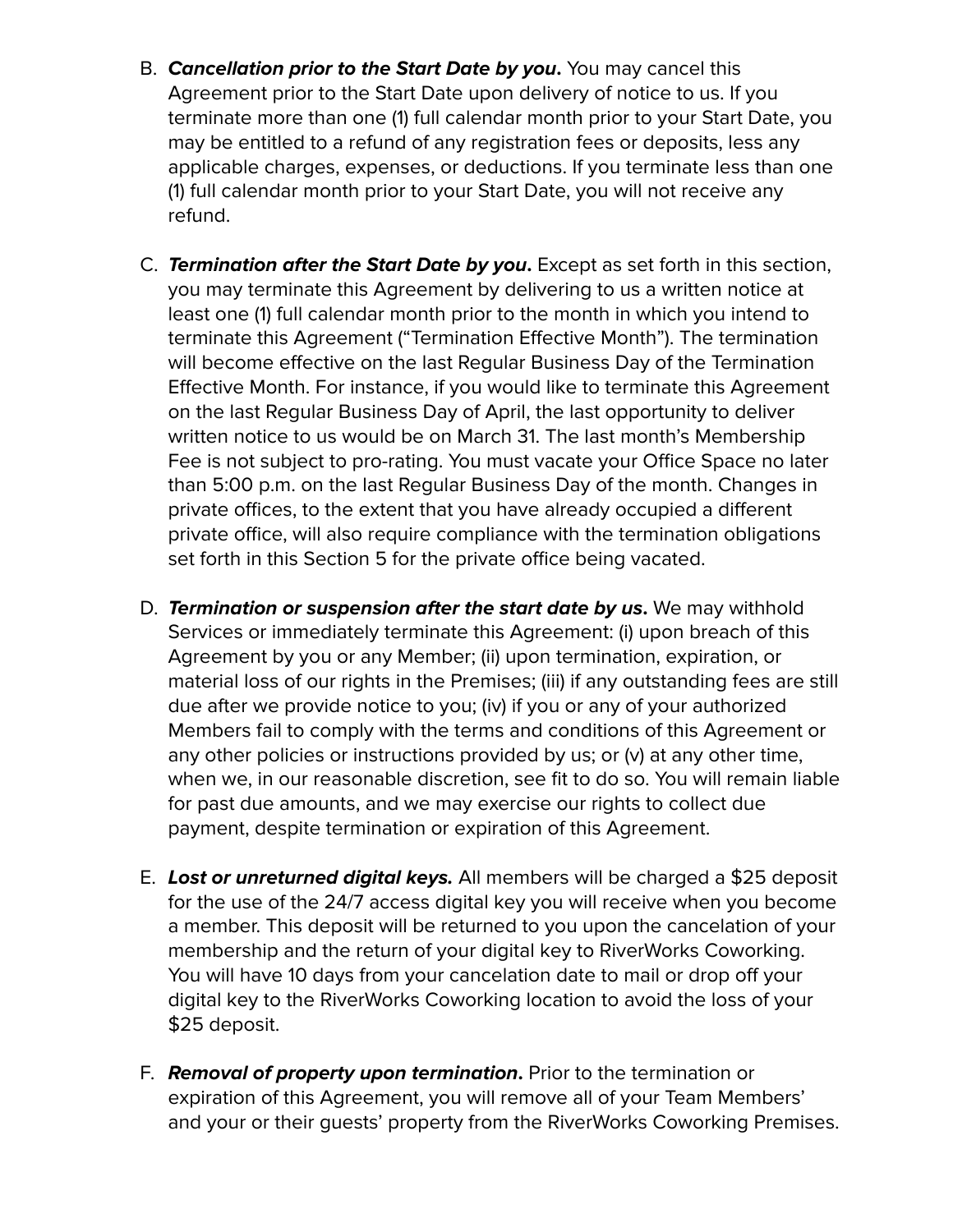B. ***Cancellation prior to the Start Date by you.*** You may cancel this Agreement prior to the Start Date upon delivery of notice to us. If you terminate more than one (1) full calendar month prior to your Start Date, you may be entitled to a refund of any registration fees or deposits, less any applicable charges, expenses, or deductions. If you terminate less than one (1) full calendar month prior to your Start Date, you will not receive any refund.

C. ***Termination after the Start Date by you.*** Except as set forth in this section, you may terminate this Agreement by delivering to us a written notice at least one (1) full calendar month prior to the month in which you intend to terminate this Agreement ("Termination Effective Month"). The termination will become effective on the last Regular Business Day of the Termination Effective Month. For instance, if you would like to terminate this Agreement on the last Regular Business Day of April, the last opportunity to deliver written notice to us would be on March 31. The last month's Membership Fee is not subject to pro-rating. You must vacate your Office Space no later than 5:00 p.m. on the last Regular Business Day of the month. Changes in private offices, to the extent that you have already occupied a different private office, will also require compliance with the termination obligations set forth in this Section 5 for the private office being vacated.

D. ***Termination or suspension after the start date by us.*** We may withhold Services or immediately terminate this Agreement: (i) upon breach of this Agreement by you or any Member; (ii) upon termination, expiration, or material loss of our rights in the Premises; (iii) if any outstanding fees are still due after we provide notice to you; (iv) if you or any of your authorized Members fail to comply with the terms and conditions of this Agreement or any other policies or instructions provided by us; or (v) at any other time, when we, in our reasonable discretion, see fit to do so. You will remain liable for past due amounts, and we may exercise our rights to collect due payment, despite termination or expiration of this Agreement.

E. ***Lost or unreturned digital keys.*** All members will be charged a $25 deposit for the use of the 24/7 access digital key you will receive when you become a member. This deposit will be returned to you upon the cancelation of your membership and the return of your digital key to RiverWorks Coworking. You will have 10 days from your cancelation date to mail or drop off your digital key to the RiverWorks Coworking location to avoid the loss of your $25 deposit.

F. ***Removal of property upon termination.*** Prior to the termination or expiration of this Agreement, you will remove all of your Team Members' and your or their guests' property from the RiverWorks Coworking Premises.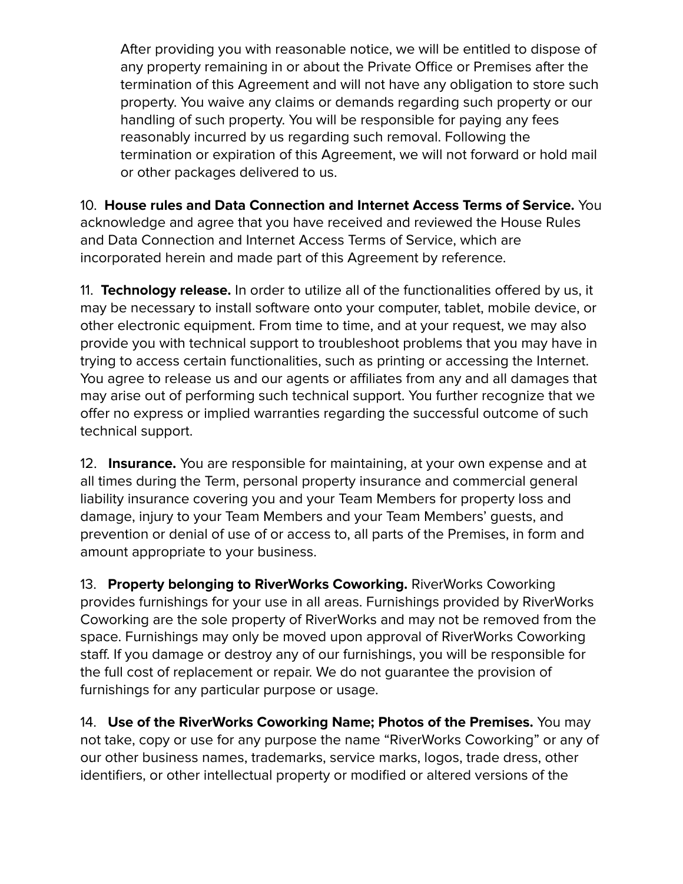After providing you with reasonable notice, we will be entitled to dispose of any property remaining in or about the Private Office or Premises after the termination of this Agreement and will not have any obligation to store such property. You waive any claims or demands regarding such property or our handling of such property. You will be responsible for paying any fees reasonably incurred by us regarding such removal. Following the termination or expiration of this Agreement, we will not forward or hold mail or other packages delivered to us.

10. **House rules and Data Connection and Internet Access Terms of Service.** You acknowledge and agree that you have received and reviewed the House Rules and Data Connection and Internet Access Terms of Service, which are incorporated herein and made part of this Agreement by reference.

11. **Technology release.** In order to utilize all of the functionalities offered by us, it may be necessary to install software onto your computer, tablet, mobile device, or other electronic equipment. From time to time, and at your request, we may also provide you with technical support to troubleshoot problems that you may have in trying to access certain functionalities, such as printing or accessing the Internet. You agree to release us and our agents or affiliates from any and all damages that may arise out of performing such technical support. You further recognize that we offer no express or implied warranties regarding the successful outcome of such technical support.

12. **Insurance.** You are responsible for maintaining, at your own expense and at all times during the Term, personal property insurance and commercial general liability insurance covering you and your Team Members for property loss and damage, injury to your Team Members and your Team Members' guests, and prevention or denial of use of or access to, all parts of the Premises, in form and amount appropriate to your business.

13. **Property belonging to RiverWorks Coworking.** RiverWorks Coworking provides furnishings for your use in all areas. Furnishings provided by RiverWorks Coworking are the sole property of RiverWorks and may not be removed from the space. Furnishings may only be moved upon approval of RiverWorks Coworking staff. If you damage or destroy any of our furnishings, you will be responsible for the full cost of replacement or repair. We do not guarantee the provision of furnishings for any particular purpose or usage.

14. **Use of the RiverWorks Coworking Name; Photos of the Premises.** You may not take, copy or use for any purpose the name "RiverWorks Coworking" or any of our other business names, trademarks, service marks, logos, trade dress, other identifiers, or other intellectual property or modified or altered versions of the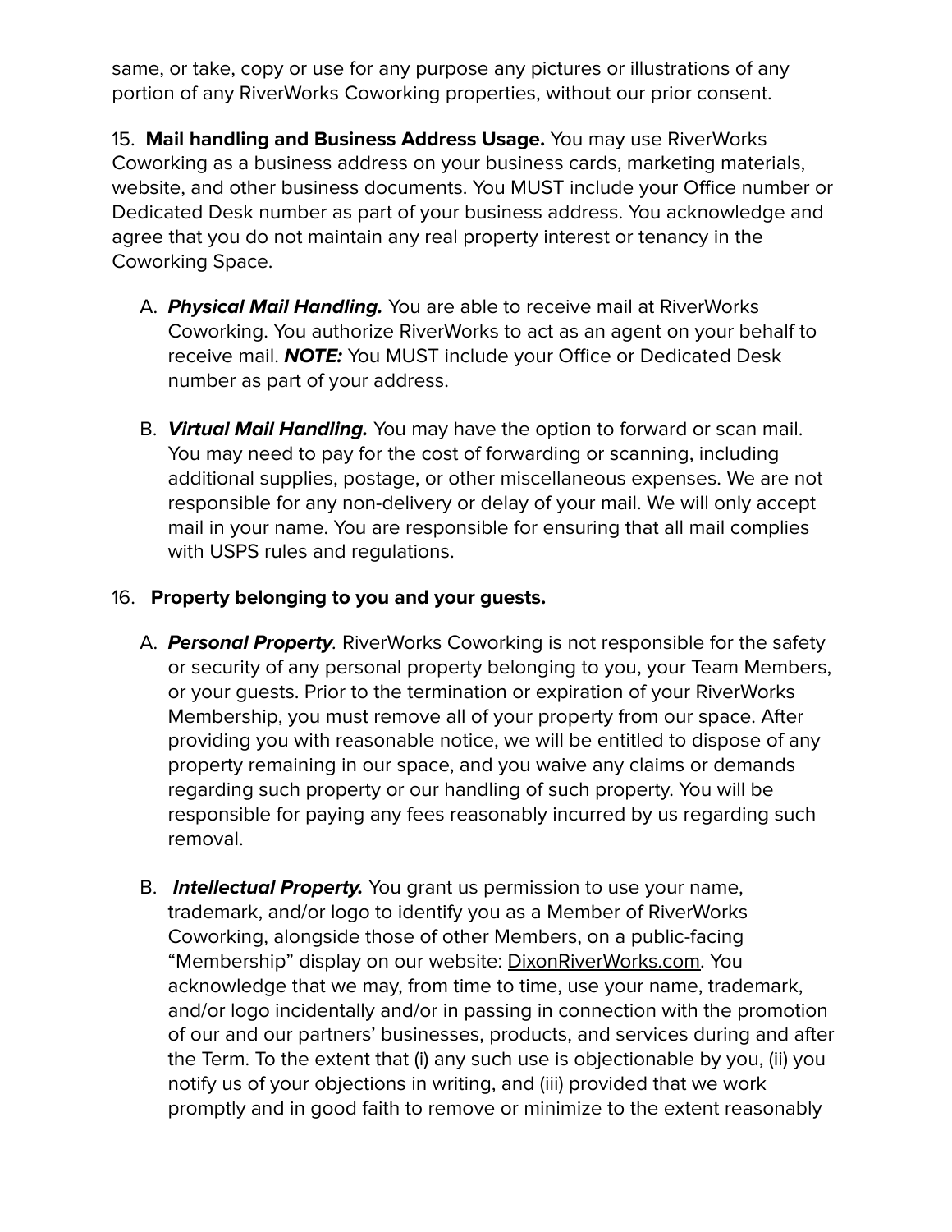same, or take, copy or use for any purpose any pictures or illustrations of any portion of any RiverWorks Coworking properties, without our prior consent.

15. **Mail handling and Business Address Usage.** You may use RiverWorks Coworking as a business address on your business cards, marketing materials, website, and other business documents. You MUST include your Office number or Dedicated Desk number as part of your business address. You acknowledge and agree that you do not maintain any real property interest or tenancy in the Coworking Space.

A. ***Physical Mail Handling.*** You are able to receive mail at RiverWorks Coworking. You authorize RiverWorks to act as an agent on your behalf to receive mail. ***NOTE:*** You MUST include your Office or Dedicated Desk number as part of your address.

B. ***Virtual Mail Handling.*** You may have the option to forward or scan mail. You may need to pay for the cost of forwarding or scanning, including additional supplies, postage, or other miscellaneous expenses. We are not responsible for any non-delivery or delay of your mail. We will only accept mail in your name. You are responsible for ensuring that all mail complies with USPS rules and regulations.

16. **Property belonging to you and your guests.**

A. ***Personal Property***. RiverWorks Coworking is not responsible for the safety or security of any personal property belonging to you, your Team Members, or your guests. Prior to the termination or expiration of your RiverWorks Membership, you must remove all of your property from our space. After providing you with reasonable notice, we will be entitled to dispose of any property remaining in our space, and you waive any claims or demands regarding such property or our handling of such property. You will be responsible for paying any fees reasonably incurred by us regarding such removal.

B. ***Intellectual Property.*** You grant us permission to use your name, trademark, and/or logo to identify you as a Member of RiverWorks Coworking, alongside those of other Members, on a public-facing "Membership" display on our website: DixonRiverWorks.com. You acknowledge that we may, from time to time, use your name, trademark, and/or logo incidentally and/or in passing in connection with the promotion of our and our partners' businesses, products, and services during and after the Term. To the extent that (i) any such use is objectionable by you, (ii) you notify us of your objections in writing, and (iii) provided that we work promptly and in good faith to remove or minimize to the extent reasonably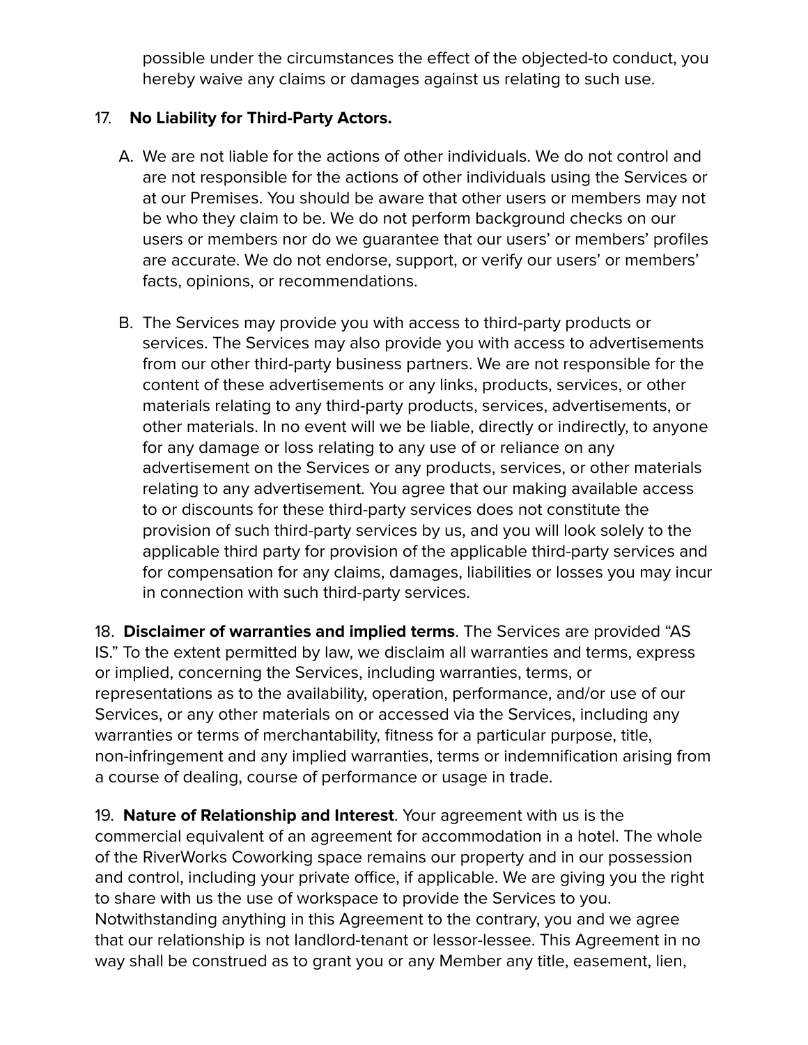possible under the circumstances the effect of the objected-to conduct, you hereby waive any claims or damages against us relating to such use.

17. **No Liability for Third-Party Actors.**

A. We are not liable for the actions of other individuals. We do not control and are not responsible for the actions of other individuals using the Services or at our Premises. You should be aware that other users or members may not be who they claim to be. We do not perform background checks on our users or members nor do we guarantee that our users' or members' profiles are accurate. We do not endorse, support, or verify our users' or members' facts, opinions, or recommendations.

B. The Services may provide you with access to third-party products or services. The Services may also provide you with access to advertisements from our other third-party business partners. We are not responsible for the content of these advertisements or any links, products, services, or other materials relating to any third-party products, services, advertisements, or other materials. In no event will we be liable, directly or indirectly, to anyone for any damage or loss relating to any use of or reliance on any advertisement on the Services or any products, services, or other materials relating to any advertisement. You agree that our making available access to or discounts for these third-party services does not constitute the provision of such third-party services by us, and you will look solely to the applicable third party for provision of the applicable third-party services and for compensation for any claims, damages, liabilities or losses you may incur in connection with such third-party services.

18. **Disclaimer of warranties and implied terms**. The Services are provided "AS IS." To the extent permitted by law, we disclaim all warranties and terms, express or implied, concerning the Services, including warranties, terms, or representations as to the availability, operation, performance, and/or use of our Services, or any other materials on or accessed via the Services, including any warranties or terms of merchantability, fitness for a particular purpose, title, non-infringement and any implied warranties, terms or indemnification arising from a course of dealing, course of performance or usage in trade.

19. **Nature of Relationship and Interest**. Your agreement with us is the commercial equivalent of an agreement for accommodation in a hotel. The whole of the RiverWorks Coworking space remains our property and in our possession and control, including your private office, if applicable. We are giving you the right to share with us the use of workspace to provide the Services to you. Notwithstanding anything in this Agreement to the contrary, you and we agree that our relationship is not landlord-tenant or lessor-lessee. This Agreement in no way shall be construed as to grant you or any Member any title, easement, lien,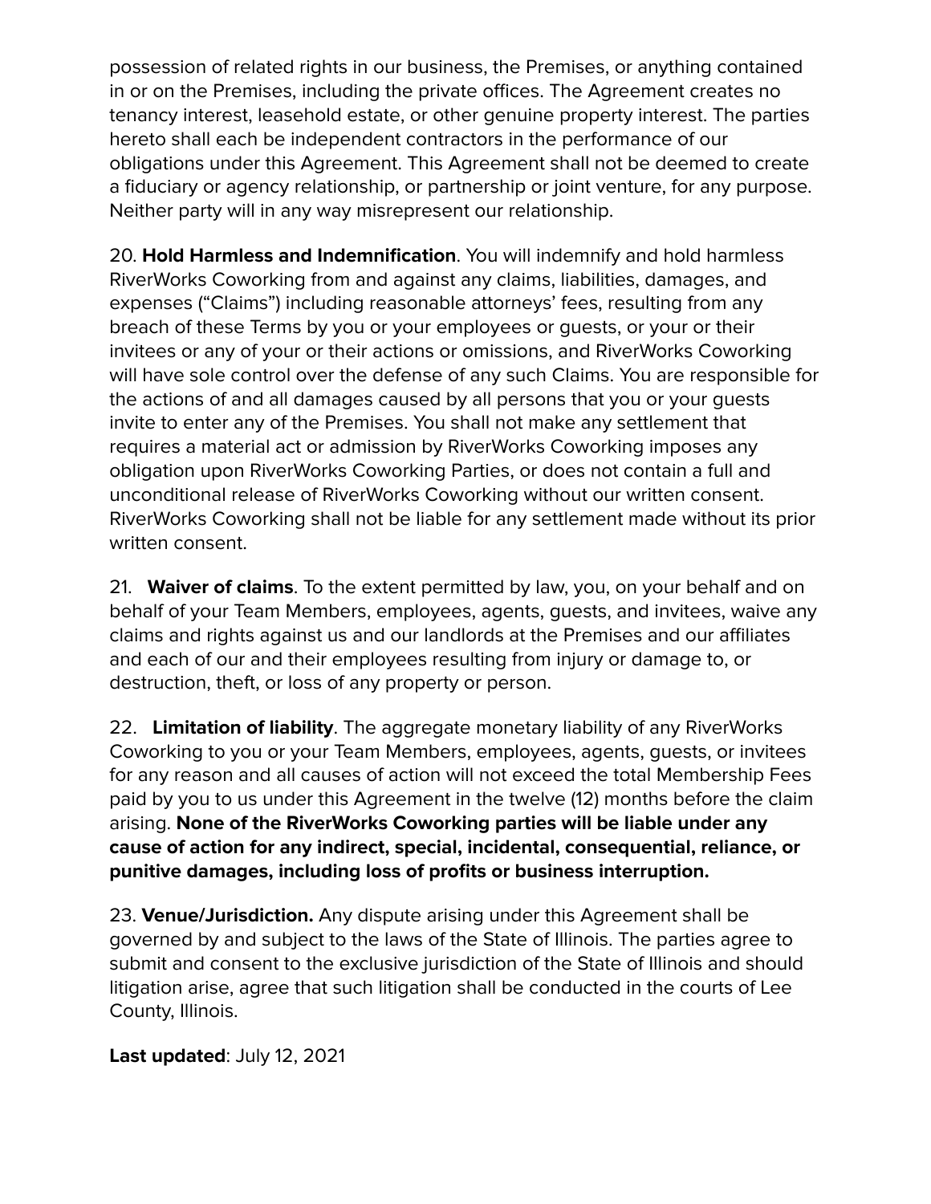possession of related rights in our business, the Premises, or anything contained in or on the Premises, including the private offices. The Agreement creates no tenancy interest, leasehold estate, or other genuine property interest. The parties hereto shall each be independent contractors in the performance of our obligations under this Agreement. This Agreement shall not be deemed to create a fiduciary or agency relationship, or partnership or joint venture, for any purpose. Neither party will in any way misrepresent our relationship.

20. **Hold Harmless and Indemnification**. You will indemnify and hold harmless RiverWorks Coworking from and against any claims, liabilities, damages, and expenses ("Claims") including reasonable attorneys' fees, resulting from any breach of these Terms by you or your employees or guests, or your or their invitees or any of your or their actions or omissions, and RiverWorks Coworking will have sole control over the defense of any such Claims. You are responsible for the actions of and all damages caused by all persons that you or your guests invite to enter any of the Premises. You shall not make any settlement that requires a material act or admission by RiverWorks Coworking imposes any obligation upon RiverWorks Coworking Parties, or does not contain a full and unconditional release of RiverWorks Coworking without our written consent. RiverWorks Coworking shall not be liable for any settlement made without its prior written consent.

21. **Waiver of claims**. To the extent permitted by law, you, on your behalf and on behalf of your Team Members, employees, agents, guests, and invitees, waive any claims and rights against us and our landlords at the Premises and our affiliates and each of our and their employees resulting from injury or damage to, or destruction, theft, or loss of any property or person.

22. **Limitation of liability**. The aggregate monetary liability of any RiverWorks Coworking to you or your Team Members, employees, agents, guests, or invitees for any reason and all causes of action will not exceed the total Membership Fees paid by you to us under this Agreement in the twelve (12) months before the claim arising. **None of the RiverWorks Coworking parties will be liable under any cause of action for any indirect, special, incidental, consequential, reliance, or punitive damages, including loss of profits or business interruption.**

23. **Venue/Jurisdiction.** Any dispute arising under this Agreement shall be governed by and subject to the laws of the State of Illinois. The parties agree to submit and consent to the exclusive jurisdiction of the State of Illinois and should litigation arise, agree that such litigation shall be conducted in the courts of Lee County, Illinois.

**Last updated**: July 12, 2021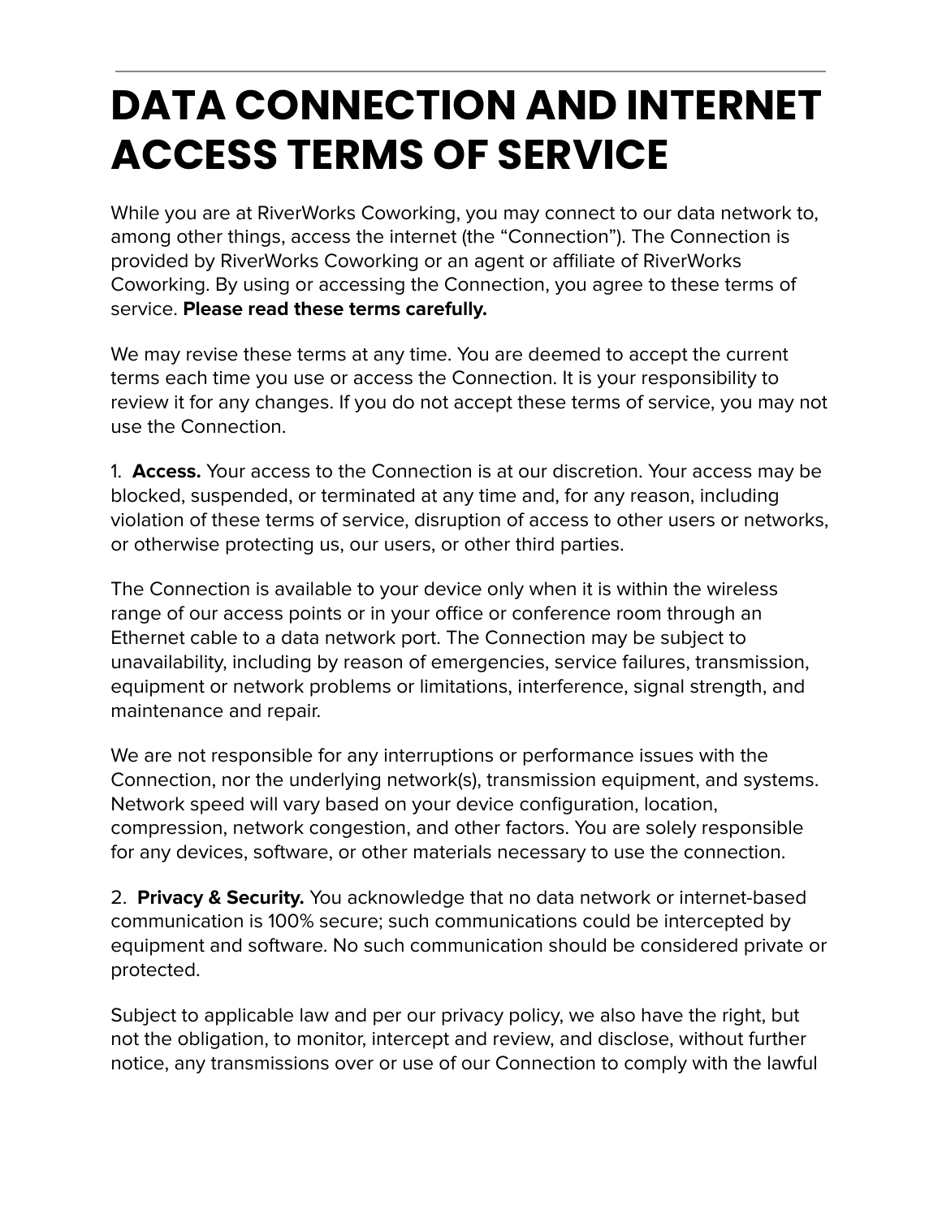# DATA CONNECTION AND INTERNET ACCESS TERMS OF SERVICE

While you are at RiverWorks Coworking, you may connect to our data network to, among other things, access the internet (the "Connection"). The Connection is provided by RiverWorks Coworking or an agent or affiliate of RiverWorks Coworking. By using or accessing the Connection, you agree to these terms of service. **Please read these terms carefully.**

We may revise these terms at any time. You are deemed to accept the current terms each time you use or access the Connection. It is your responsibility to review it for any changes. If you do not accept these terms of service, you may not use the Connection.

1. **Access.** Your access to the Connection is at our discretion. Your access may be blocked, suspended, or terminated at any time and, for any reason, including violation of these terms of service, disruption of access to other users or networks, or otherwise protecting us, our users, or other third parties.

The Connection is available to your device only when it is within the wireless range of our access points or in your office or conference room through an Ethernet cable to a data network port. The Connection may be subject to unavailability, including by reason of emergencies, service failures, transmission, equipment or network problems or limitations, interference, signal strength, and maintenance and repair.

We are not responsible for any interruptions or performance issues with the Connection, nor the underlying network(s), transmission equipment, and systems. Network speed will vary based on your device configuration, location, compression, network congestion, and other factors. You are solely responsible for any devices, software, or other materials necessary to use the connection.

2. **Privacy & Security.** You acknowledge that no data network or internet-based communication is 100% secure; such communications could be intercepted by equipment and software. No such communication should be considered private or protected.

Subject to applicable law and per our privacy policy, we also have the right, but not the obligation, to monitor, intercept and review, and disclose, without further notice, any transmissions over or use of our Connection to comply with the lawful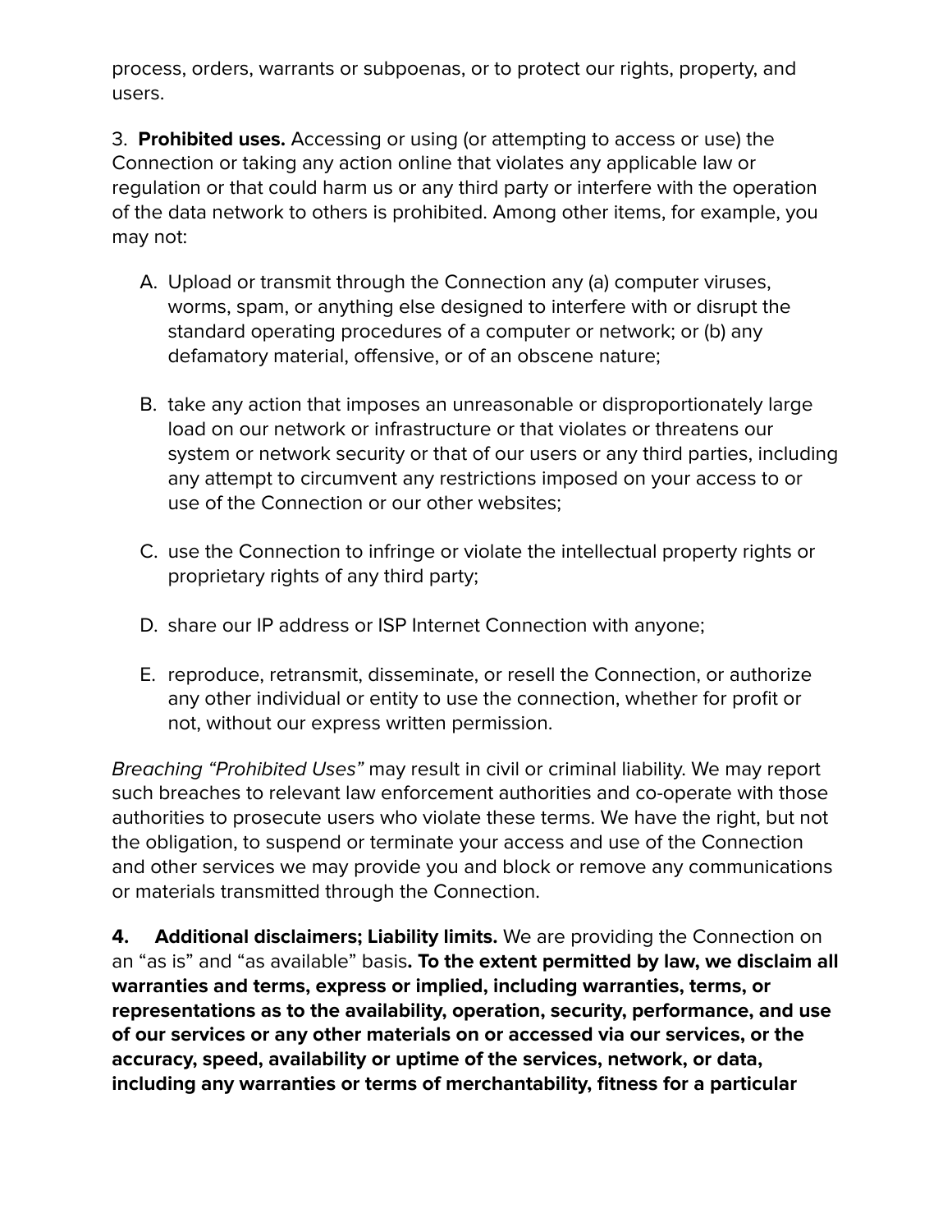process, orders, warrants or subpoenas, or to protect our rights, property, and users.

3. **Prohibited uses.** Accessing or using (or attempting to access or use) the Connection or taking any action online that violates any applicable law or regulation or that could harm us or any third party or interfere with the operation of the data network to others is prohibited. Among other items, for example, you may not:

A. Upload or transmit through the Connection any (a) computer viruses, worms, spam, or anything else designed to interfere with or disrupt the standard operating procedures of a computer or network; or (b) any defamatory material, offensive, or of an obscene nature;

B. take any action that imposes an unreasonable or disproportionately large load on our network or infrastructure or that violates or threatens our system or network security or that of our users or any third parties, including any attempt to circumvent any restrictions imposed on your access to or use of the Connection or our other websites;

C. use the Connection to infringe or violate the intellectual property rights or proprietary rights of any third party;

D. share our IP address or ISP Internet Connection with anyone;

E. reproduce, retransmit, disseminate, or resell the Connection, or authorize any other individual or entity to use the connection, whether for profit or not, without our express written permission.

*Breaching "Prohibited Uses"* may result in civil or criminal liability. We may report such breaches to relevant law enforcement authorities and co-operate with those authorities to prosecute users who violate these terms. We have the right, but not the obligation, to suspend or terminate your access and use of the Connection and other services we may provide you and block or remove any communications or materials transmitted through the Connection.

**4. Additional disclaimers; Liability limits.** We are providing the Connection on an "as is" and "as available" basis**. To the extent permitted by law, we disclaim all warranties and terms, express or implied, including warranties, terms, or representations as to the availability, operation, security, performance, and use of our services or any other materials on or accessed via our services, or the accuracy, speed, availability or uptime of the services, network, or data, including any warranties or terms of merchantability, fitness for a particular**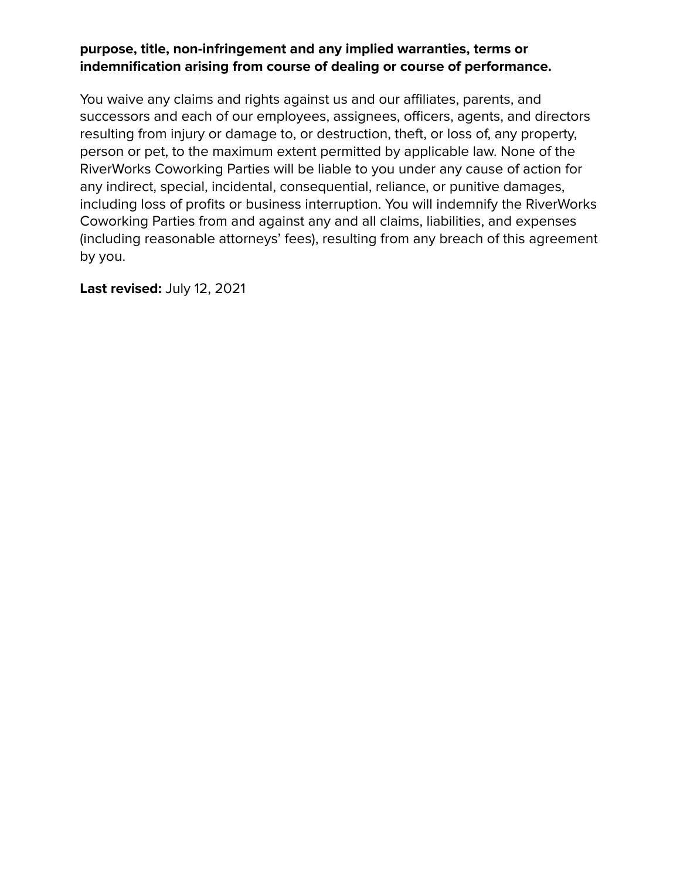**purpose, title, non-infringement and any implied warranties, terms or indemnification arising from course of dealing or course of performance.**

You waive any claims and rights against us and our affiliates, parents, and successors and each of our employees, assignees, officers, agents, and directors resulting from injury or damage to, or destruction, theft, or loss of, any property, person or pet, to the maximum extent permitted by applicable law. None of the RiverWorks Coworking Parties will be liable to you under any cause of action for any indirect, special, incidental, consequential, reliance, or punitive damages, including loss of profits or business interruption. You will indemnify the RiverWorks Coworking Parties from and against any and all claims, liabilities, and expenses (including reasonable attorneys' fees), resulting from any breach of this agreement by you.

**Last revised:** July 12, 2021